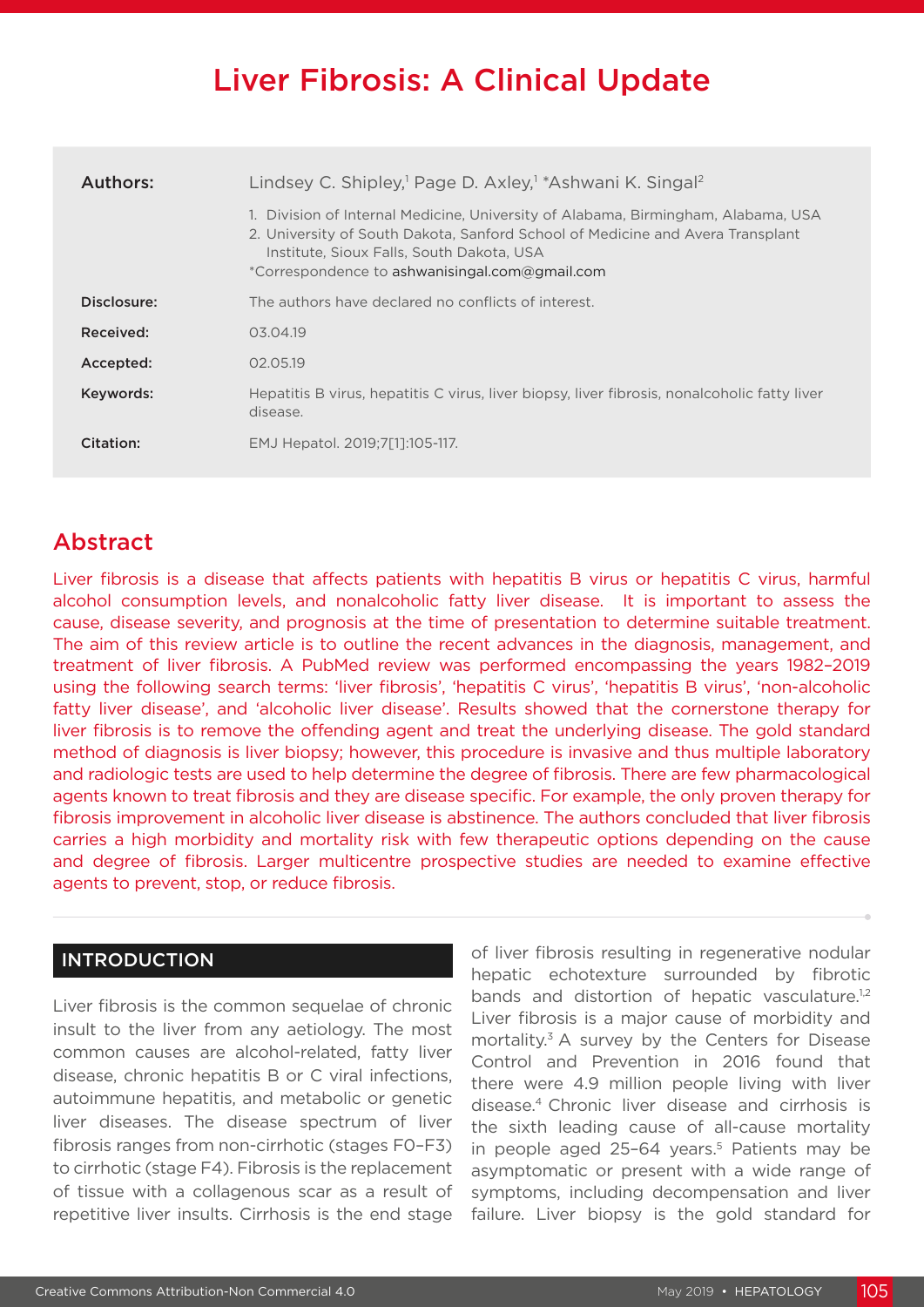# Liver Fibrosis: A Clinical Update

| | |
|---|---|
| **Authors:** | Lindsey C. Shipley,[1] Page D. Axley,[1] *Ashwani K. Singal[2] |
| | 1. Division of Internal Medicine, University of Alabama, Birmingham, Alabama, USA<br>2. University of South Dakota, Sanford School of Medicine and Avera Transplant Institute, Sioux Falls, South Dakota, USA<br>*Correspondence to ashwanisingal.com@gmail.com |
| **Disclosure:** | The authors have declared no conflicts of interest. |
| **Received:** | 03.04.19 |
| **Accepted:** | 02.05.19 |
| **Keywords:** | Hepatitis B virus, hepatitis C virus, liver biopsy, liver fibrosis, nonalcoholic fatty liver disease. |
| **Citation:** | EMJ Hepatol. 2019;7[1]:105-117. |

## Abstract

Liver fibrosis is a disease that affects patients with hepatitis B virus or hepatitis C virus, harmful alcohol consumption levels, and nonalcoholic fatty liver disease. It is important to assess the cause, disease severity, and prognosis at the time of presentation to determine suitable treatment. The aim of this review article is to outline the recent advances in the diagnosis, management, and treatment of liver fibrosis. A PubMed review was performed encompassing the years 1982–2019 using the following search terms: 'liver fibrosis', 'hepatitis C virus', 'hepatitis B virus', 'non-alcoholic fatty liver disease', and 'alcoholic liver disease'. Results showed that the cornerstone therapy for liver fibrosis is to remove the offending agent and treat the underlying disease. The gold standard method of diagnosis is liver biopsy; however, this procedure is invasive and thus multiple laboratory and radiologic tests are used to help determine the degree of fibrosis. There are few pharmacological agents known to treat fibrosis and they are disease specific. For example, the only proven therapy for fibrosis improvement in alcoholic liver disease is abstinence. The authors concluded that liver fibrosis carries a high morbidity and mortality risk with few therapeutic options depending on the cause and degree of fibrosis. Larger multicentre prospective studies are needed to examine effective agents to prevent, stop, or reduce fibrosis.

## INTRODUCTION

Liver fibrosis is the common sequelae of chronic insult to the liver from any aetiology. The most common causes are alcohol-related, fatty liver disease, chronic hepatitis B or C viral infections, autoimmune hepatitis, and metabolic or genetic liver diseases. The disease spectrum of liver fibrosis ranges from non-cirrhotic (stages F0–F3) to cirrhotic (stage F4). Fibrosis is the replacement of tissue with a collagenous scar as a result of repetitive liver insults. Cirrhosis is the end stage of liver fibrosis resulting in regenerative nodular hepatic echotexture surrounded by fibrotic bands and distortion of hepatic vasculature.[1,2] Liver fibrosis is a major cause of morbidity and mortality.[3] A survey by the Centers for Disease Control and Prevention in 2016 found that there were 4.9 million people living with liver disease.[4] Chronic liver disease and cirrhosis is the sixth leading cause of all-cause mortality in people aged 25–64 years.[5] Patients may be asymptomatic or present with a wide range of symptoms, including decompensation and liver failure. Liver biopsy is the gold standard for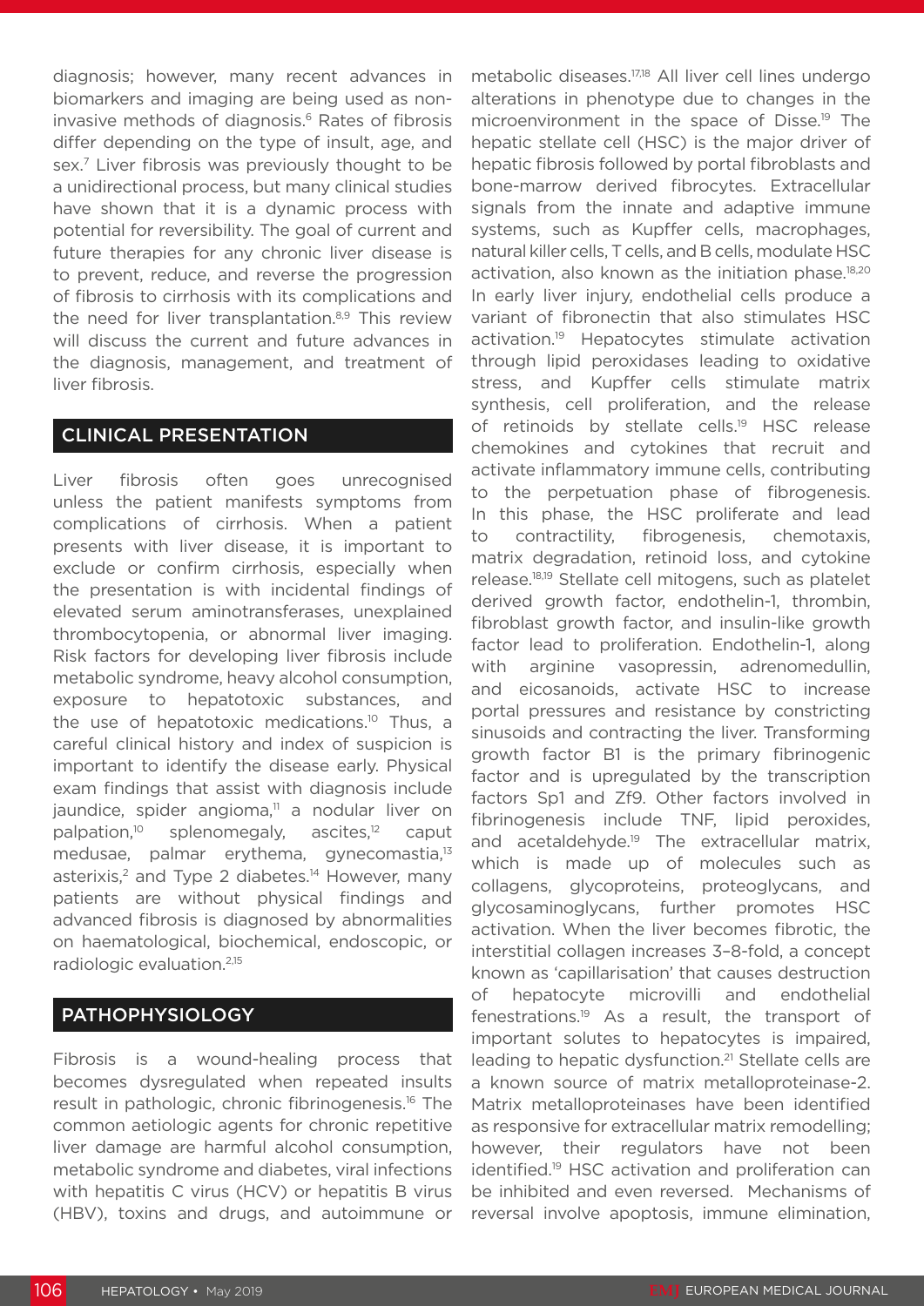diagnosis; however, many recent advances in biomarkers and imaging are being used as non-invasive methods of diagnosis.[6] Rates of fibrosis differ depending on the type of insult, age, and sex.[7] Liver fibrosis was previously thought to be a unidirectional process, but many clinical studies have shown that it is a dynamic process with potential for reversibility. The goal of current and future therapies for any chronic liver disease is to prevent, reduce, and reverse the progression of fibrosis to cirrhosis with its complications and the need for liver transplantation.[8,9] This review will discuss the current and future advances in the diagnosis, management, and treatment of liver fibrosis.

## CLINICAL PRESENTATION

Liver fibrosis often goes unrecognised unless the patient manifests symptoms from complications of cirrhosis. When a patient presents with liver disease, it is important to exclude or confirm cirrhosis, especially when the presentation is with incidental findings of elevated serum aminotransferases, unexplained thrombocytopenia, or abnormal liver imaging. Risk factors for developing liver fibrosis include metabolic syndrome, heavy alcohol consumption, exposure to hepatotoxic substances, and the use of hepatotoxic medications.[10] Thus, a careful clinical history and index of suspicion is important to identify the disease early. Physical exam findings that assist with diagnosis include jaundice, spider angioma,[11] a nodular liver on palpation,[10] splenomegaly, ascites,[12] caput medusae, palmar erythema, gynecomastia,[13] asterixis,[2] and Type 2 diabetes.[14] However, many patients are without physical findings and advanced fibrosis is diagnosed by abnormalities on haematological, biochemical, endoscopic, or radiologic evaluation.[2,15]

## PATHOPHYSIOLOGY

Fibrosis is a wound-healing process that becomes dysregulated when repeated insults result in pathologic, chronic fibrinogenesis.[16] The common aetiologic agents for chronic repetitive liver damage are harmful alcohol consumption, metabolic syndrome and diabetes, viral infections with hepatitis C virus (HCV) or hepatitis B virus (HBV), toxins and drugs, and autoimmune or metabolic diseases.[17,18] All liver cell lines undergo alterations in phenotype due to changes in the microenvironment in the space of Disse.[19] The hepatic stellate cell (HSC) is the major driver of hepatic fibrosis followed by portal fibroblasts and bone-marrow derived fibrocytes. Extracellular signals from the innate and adaptive immune systems, such as Kupffer cells, macrophages, natural killer cells, T cells, and B cells, modulate HSC activation, also known as the initiation phase.[18,20] In early liver injury, endothelial cells produce a variant of fibronectin that also stimulates HSC activation.[19] Hepatocytes stimulate activation through lipid peroxidases leading to oxidative stress, and Kupffer cells stimulate matrix synthesis, cell proliferation, and the release of retinoids by stellate cells.[19] HSC release chemokines and cytokines that recruit and activate inflammatory immune cells, contributing to the perpetuation phase of fibrogenesis. In this phase, the HSC proliferate and lead to contractility, fibrogenesis, chemotaxis, matrix degradation, retinoid loss, and cytokine release.[18,19] Stellate cell mitogens, such as platelet derived growth factor, endothelin-1, thrombin, fibroblast growth factor, and insulin-like growth factor lead to proliferation. Endothelin-1, along with arginine vasopressin, adrenomedullin, and eicosanoids, activate HSC to increase portal pressures and resistance by constricting sinusoids and contracting the liver. Transforming growth factor B1 is the primary fibrinogenic factor and is upregulated by the transcription factors Sp1 and Zf9. Other factors involved in fibrinogenesis include TNF, lipid peroxides, and acetaldehyde.[19] The extracellular matrix, which is made up of molecules such as collagens, glycoproteins, proteoglycans, and glycosaminoglycans, further promotes HSC activation. When the liver becomes fibrotic, the interstitial collagen increases 3–8-fold, a concept known as 'capillarisation' that causes destruction of hepatocyte microvilli and endothelial fenestrations.[19] As a result, the transport of important solutes to hepatocytes is impaired, leading to hepatic dysfunction.[21] Stellate cells are a known source of matrix metalloproteinase-2. Matrix metalloproteinases have been identified as responsive for extracellular matrix remodelling; however, their regulators have not been identified.[19] HSC activation and proliferation can be inhibited and even reversed. Mechanisms of reversal involve apoptosis, immune elimination,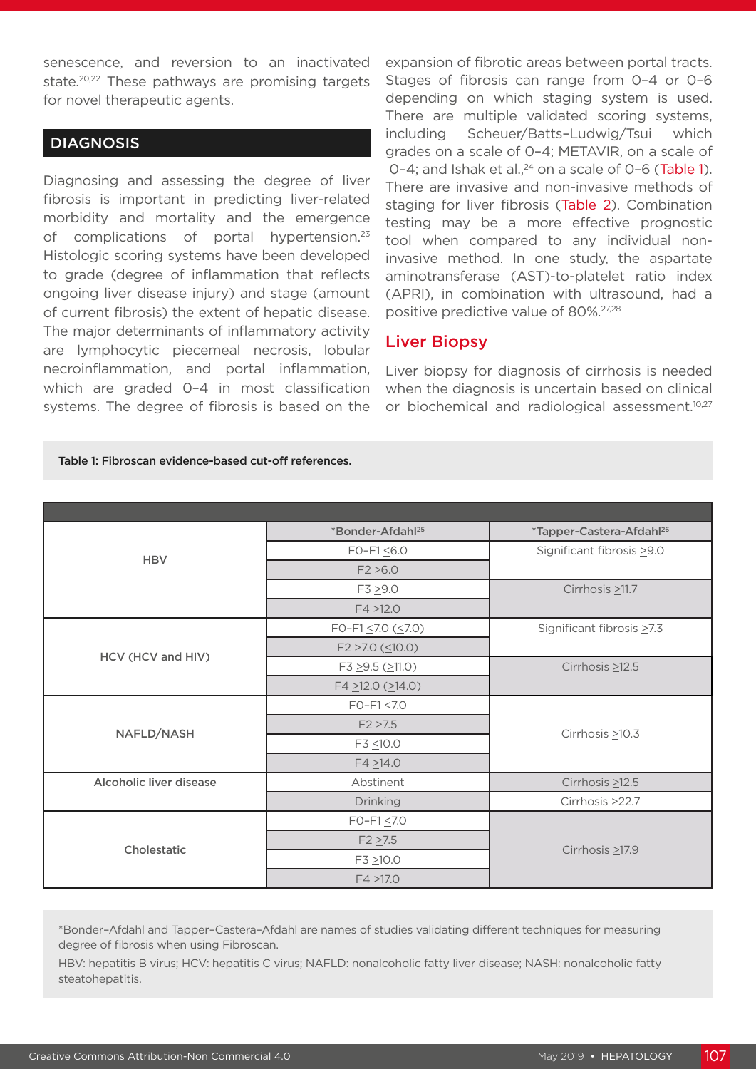senescence, and reversion to an inactivated state.[20,22] These pathways are promising targets for novel therapeutic agents.

## DIAGNOSIS

Diagnosing and assessing the degree of liver fibrosis is important in predicting liver-related morbidity and mortality and the emergence of complications of portal hypertension.[23] Histologic scoring systems have been developed to grade (degree of inflammation that reflects ongoing liver disease injury) and stage (amount of current fibrosis) the extent of hepatic disease. The major determinants of inflammatory activity are lymphocytic piecemeal necrosis, lobular necroinflammation, and portal inflammation, which are graded 0–4 in most classification systems. The degree of fibrosis is based on the expansion of fibrotic areas between portal tracts. Stages of fibrosis can range from 0–4 or 0–6 depending on which staging system is used. There are multiple validated scoring systems, including Scheuer/Batts–Ludwig/Tsui which grades on a scale of 0–4; METAVIR, on a scale of 0–4; and Ishak et al.,[24] on a scale of 0–6 (Table 1). There are invasive and non-invasive methods of staging for liver fibrosis (Table 2). Combination testing may be a more effective prognostic tool when compared to any individual non-invasive method. In one study, the aspartate aminotransferase (AST)-to-platelet ratio index (APRI), in combination with ultrasound, had a positive predictive value of 80%.[27,28]

### Liver Biopsy

Liver biopsy for diagnosis of cirrhosis is needed when the diagnosis is uncertain based on clinical or biochemical and radiological assessment.[10,27]

Table 1: Fibroscan evidence-based cut-off references.

| | *Bonder-Afdahl[25] | *Tapper-Castera-Afdahl[26] |
|---|---|---|
| HBV | F0–F1 ≤6.0 | Significant fibrosis ≥9.0 |
| | F2 >6.0 | |
| | F3 ≥9.0 | Cirrhosis ≥11.7 |
| | F4 ≥12.0 | |
| HCV (HCV and HIV) | F0–F1 ≤7.0 (≤7.0) | Significant fibrosis ≥7.3 |
| | F2 >7.0 (≤10.0) | |
| | F3 ≥9.5 (≥11.0) | Cirrhosis ≥12.5 |
| | F4 ≥12.0 (≥14.0) | |
| NAFLD/NASH | F0–F1 ≤7.0 | Cirrhosis ≥10.3 |
| | F2 ≥7.5 | |
| | F3 ≤10.0 | |
| | F4 ≥14.0 | |
| Alcoholic liver disease | Abstinent | Cirrhosis ≥12.5 |
| | Drinking | Cirrhosis ≥22.7 |
| Cholestatic | F0–F1 ≤7.0 | Cirrhosis ≥17.9 |
| | F2 ≥7.5 | |
| | F3 ≥10.0 | |
| | F4 ≥17.0 | |

*Bonder–Afdahl and Tapper–Castera–Afdahl are names of studies validating different techniques for measuring degree of fibrosis when using Fibroscan.

HBV: hepatitis B virus; HCV: hepatitis C virus; NAFLD: nonalcoholic fatty liver disease; NASH: nonalcoholic fatty steatohepatitis.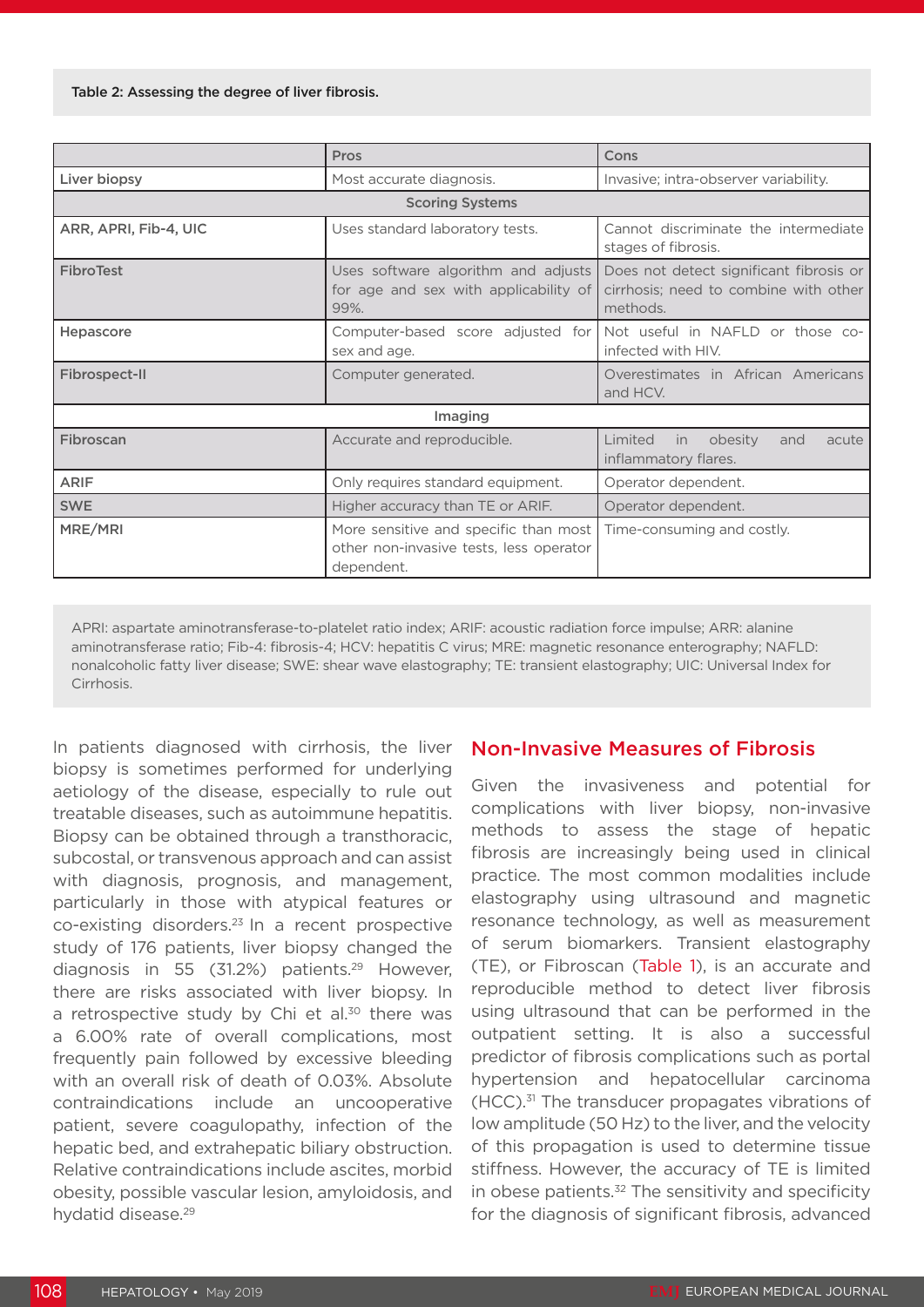Table 2: Assessing the degree of liver fibrosis.

| | Pros | Cons |
|---|---|---|
| Liver biopsy | Most accurate diagnosis. | Invasive; intra-observer variability. |
| Scoring Systems | | |
| ARR, APRI, Fib-4, UIC | Uses standard laboratory tests. | Cannot discriminate the intermediate stages of fibrosis. |
| FibroTest | Uses software algorithm and adjusts for age and sex with applicability of 99%. | Does not detect significant fibrosis or cirrhosis; need to combine with other methods. |
| Hepascore | Computer-based score adjusted for sex and age. | Not useful in NAFLD or those co-infected with HIV. |
| Fibrospect-II | Computer generated. | Overestimates in African Americans and HCV. |
| Imaging | | |
| Fibroscan | Accurate and reproducible. | Limited in obesity and acute inflammatory flares. |
| ARIF | Only requires standard equipment. | Operator dependent. |
| SWE | Higher accuracy than TE or ARIF. | Operator dependent. |
| MRE/MRI | More sensitive and specific than most other non-invasive tests, less operator dependent. | Time-consuming and costly. |

APRI: aspartate aminotransferase-to-platelet ratio index; ARIF: acoustic radiation force impulse; ARR: alanine aminotransferase ratio; Fib-4: fibrosis-4; HCV: hepatitis C virus; MRE: magnetic resonance enterography; NAFLD: nonalcoholic fatty liver disease; SWE: shear wave elastography; TE: transient elastography; UIC: Universal Index for Cirrhosis.

In patients diagnosed with cirrhosis, the liver biopsy is sometimes performed for underlying aetiology of the disease, especially to rule out treatable diseases, such as autoimmune hepatitis. Biopsy can be obtained through a transthoracic, subcostal, or transvenous approach and can assist with diagnosis, prognosis, and management, particularly in those with atypical features or co-existing disorders.[23] In a recent prospective study of 176 patients, liver biopsy changed the diagnosis in 55 (31.2%) patients.[29] However, there are risks associated with liver biopsy. In a retrospective study by Chi et al.[30] there was a 6.00% rate of overall complications, most frequently pain followed by excessive bleeding with an overall risk of death of 0.03%. Absolute contraindications include an uncooperative patient, severe coagulopathy, infection of the hepatic bed, and extrahepatic biliary obstruction. Relative contraindications include ascites, morbid obesity, possible vascular lesion, amyloidosis, and hydatid disease.[29]

## Non-Invasive Measures of Fibrosis

Given the invasiveness and potential for complications with liver biopsy, non-invasive methods to assess the stage of hepatic fibrosis are increasingly being used in clinical practice. The most common modalities include elastography using ultrasound and magnetic resonance technology, as well as measurement of serum biomarkers. Transient elastography (TE), or Fibroscan (Table 1), is an accurate and reproducible method to detect liver fibrosis using ultrasound that can be performed in the outpatient setting. It is also a successful predictor of fibrosis complications such as portal hypertension and hepatocellular carcinoma (HCC).[31] The transducer propagates vibrations of low amplitude (50 Hz) to the liver, and the velocity of this propagation is used to determine tissue stiffness. However, the accuracy of TE is limited in obese patients.[32] The sensitivity and specificity for the diagnosis of significant fibrosis, advanced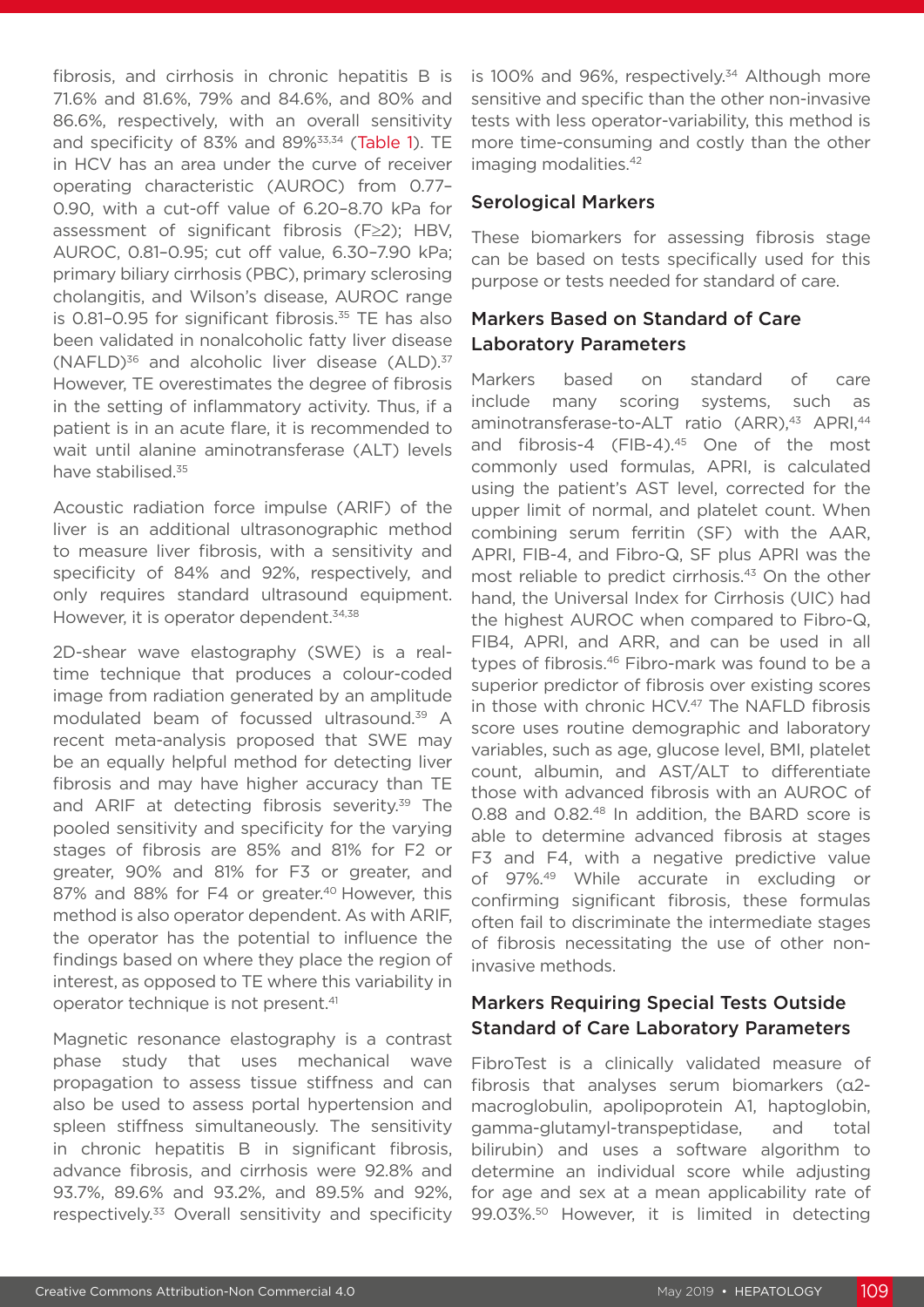fibrosis, and cirrhosis in chronic hepatitis B is 71.6% and 81.6%, 79% and 84.6%, and 80% and 86.6%, respectively, with an overall sensitivity and specificity of 83% and 89%[33,34] (Table 1). TE in HCV has an area under the curve of receiver operating characteristic (AUROC) from 0.77–0.90, with a cut-off value of 6.20–8.70 kPa for assessment of significant fibrosis (F≥2); HBV, AUROC, 0.81–0.95; cut off value, 6.30–7.90 kPa; primary biliary cirrhosis (PBC), primary sclerosing cholangitis, and Wilson's disease, AUROC range is 0.81–0.95 for significant fibrosis.[35] TE has also been validated in nonalcoholic fatty liver disease (NAFLD)[36] and alcoholic liver disease (ALD).[37] However, TE overestimates the degree of fibrosis in the setting of inflammatory activity. Thus, if a patient is in an acute flare, it is recommended to wait until alanine aminotransferase (ALT) levels have stabilised.[35]

Acoustic radiation force impulse (ARIF) of the liver is an additional ultrasonographic method to measure liver fibrosis, with a sensitivity and specificity of 84% and 92%, respectively, and only requires standard ultrasound equipment. However, it is operator dependent.[34,38]

2D-shear wave elastography (SWE) is a real-time technique that produces a colour-coded image from radiation generated by an amplitude modulated beam of focussed ultrasound.[39] A recent meta-analysis proposed that SWE may be an equally helpful method for detecting liver fibrosis and may have higher accuracy than TE and ARIF at detecting fibrosis severity.[39] The pooled sensitivity and specificity for the varying stages of fibrosis are 85% and 81% for F2 or greater, 90% and 81% for F3 or greater, and 87% and 88% for F4 or greater.[40] However, this method is also operator dependent. As with ARIF, the operator has the potential to influence the findings based on where they place the region of interest, as opposed to TE where this variability in operator technique is not present.[41]

Magnetic resonance elastography is a contrast phase study that uses mechanical wave propagation to assess tissue stiffness and can also be used to assess portal hypertension and spleen stiffness simultaneously. The sensitivity in chronic hepatitis B in significant fibrosis, advance fibrosis, and cirrhosis were 92.8% and 93.7%, 89.6% and 93.2%, and 89.5% and 92%, respectively.[33] Overall sensitivity and specificity is 100% and 96%, respectively.[34] Although more sensitive and specific than the other non-invasive tests with less operator-variability, this method is more time-consuming and costly than the other imaging modalities.[42]

## Serological Markers

These biomarkers for assessing fibrosis stage can be based on tests specifically used for this purpose or tests needed for standard of care.

### Markers Based on Standard of Care Laboratory Parameters

Markers based on standard of care include many scoring systems, such as aminotransferase-to-ALT ratio (ARR),[43] APRI,[44] and fibrosis-4 (FIB-4).[45] One of the most commonly used formulas, APRI, is calculated using the patient's AST level, corrected for the upper limit of normal, and platelet count. When combining serum ferritin (SF) with the AAR, APRI, FIB-4, and Fibro-Q, SF plus APRI was the most reliable to predict cirrhosis.[43] On the other hand, the Universal Index for Cirrhosis (UIC) had the highest AUROC when compared to Fibro-Q, FIB4, APRI, and ARR, and can be used in all types of fibrosis.[46] Fibro-mark was found to be a superior predictor of fibrosis over existing scores in those with chronic HCV.[47] The NAFLD fibrosis score uses routine demographic and laboratory variables, such as age, glucose level, BMI, platelet count, albumin, and AST/ALT to differentiate those with advanced fibrosis with an AUROC of 0.88 and 0.82.[48] In addition, the BARD score is able to determine advanced fibrosis at stages F3 and F4, with a negative predictive value of 97%.[49] While accurate in excluding or confirming significant fibrosis, these formulas often fail to discriminate the intermediate stages of fibrosis necessitating the use of other non-invasive methods.

### Markers Requiring Special Tests Outside Standard of Care Laboratory Parameters

FibroTest is a clinically validated measure of fibrosis that analyses serum biomarkers (α2-macroglobulin, apolipoprotein A1, haptoglobin, gamma-glutamyl-transpeptidase, and total bilirubin) and uses a software algorithm to determine an individual score while adjusting for age and sex at a mean applicability rate of 99.03%.[50] However, it is limited in detecting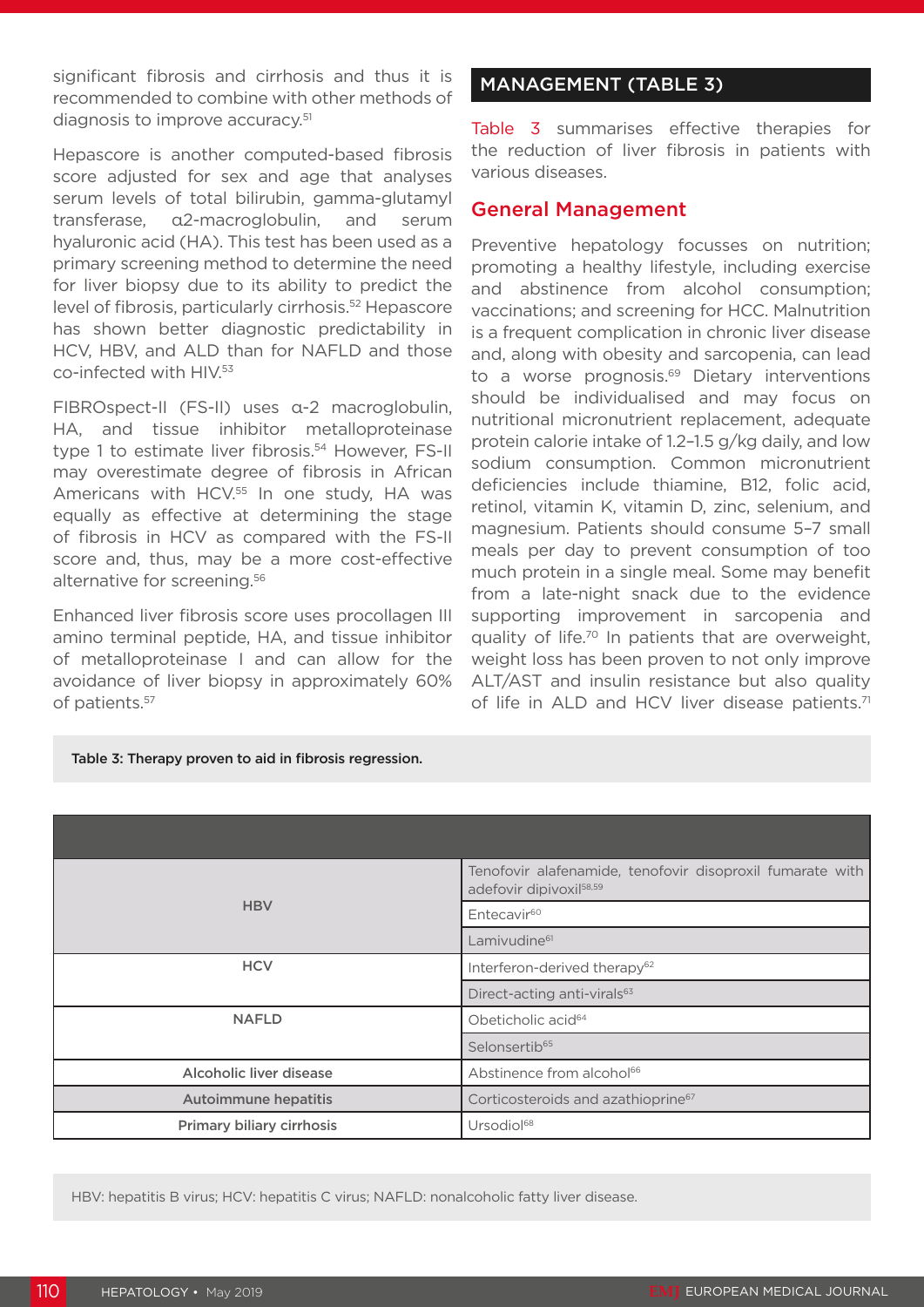significant fibrosis and cirrhosis and thus it is recommended to combine with other methods of diagnosis to improve accuracy.[51]

Hepascore is another computed-based fibrosis score adjusted for sex and age that analyses serum levels of total bilirubin, gamma-glutamyl transferase, α2-macroglobulin, and serum hyaluronic acid (HA). This test has been used as a primary screening method to determine the need for liver biopsy due to its ability to predict the level of fibrosis, particularly cirrhosis.[52] Hepascore has shown better diagnostic predictability in HCV, HBV, and ALD than for NAFLD and those co-infected with HIV.[53]

FIBROspect-II (FS-II) uses α-2 macroglobulin, HA, and tissue inhibitor metalloproteinase type 1 to estimate liver fibrosis.[54] However, FS-II may overestimate degree of fibrosis in African Americans with HCV.[55] In one study, HA was equally as effective at determining the stage of fibrosis in HCV as compared with the FS-II score and, thus, may be a more cost-effective alternative for screening.[56]

Enhanced liver fibrosis score uses procollagen III amino terminal peptide, HA, and tissue inhibitor of metalloproteinase I and can allow for the avoidance of liver biopsy in approximately 60% of patients.[57]

## MANAGEMENT (TABLE 3)

Table 3 summarises effective therapies for the reduction of liver fibrosis in patients with various diseases.

### General Management

Preventive hepatology focusses on nutrition; promoting a healthy lifestyle, including exercise and abstinence from alcohol consumption; vaccinations; and screening for HCC. Malnutrition is a frequent complication in chronic liver disease and, along with obesity and sarcopenia, can lead to a worse prognosis.[69] Dietary interventions should be individualised and may focus on nutritional micronutrient replacement, adequate protein calorie intake of 1.2–1.5 g/kg daily, and low sodium consumption. Common micronutrient deficiencies include thiamine, B12, folic acid, retinol, vitamin K, vitamin D, zinc, selenium, and magnesium. Patients should consume 5–7 small meals per day to prevent consumption of too much protein in a single meal. Some may benefit from a late-night snack due to the evidence supporting improvement in sarcopenia and quality of life.[70] In patients that are overweight, weight loss has been proven to not only improve ALT/AST and insulin resistance but also quality of life in ALD and HCV liver disease patients.[71]

Table 3: Therapy proven to aid in fibrosis regression.

| | |
|---|---|
| HBV | Tenofovir alafenamide, tenofovir disoproxil fumarate with adefovir dipivoxil[58,59] |
| | Entecavir[60] |
| | Lamivudine[61] |
| HCV | Interferon-derived therapy[62] |
| | Direct-acting anti-virals[63] |
| NAFLD | Obeticholic acid[64] |
| | Selonsertib[65] |
| Alcoholic liver disease | Abstinence from alcohol[66] |
| Autoimmune hepatitis | Corticosteroids and azathioprine[67] |
| Primary biliary cirrhosis | Ursodiol[68] |

HBV: hepatitis B virus; HCV: hepatitis C virus; NAFLD: nonalcoholic fatty liver disease.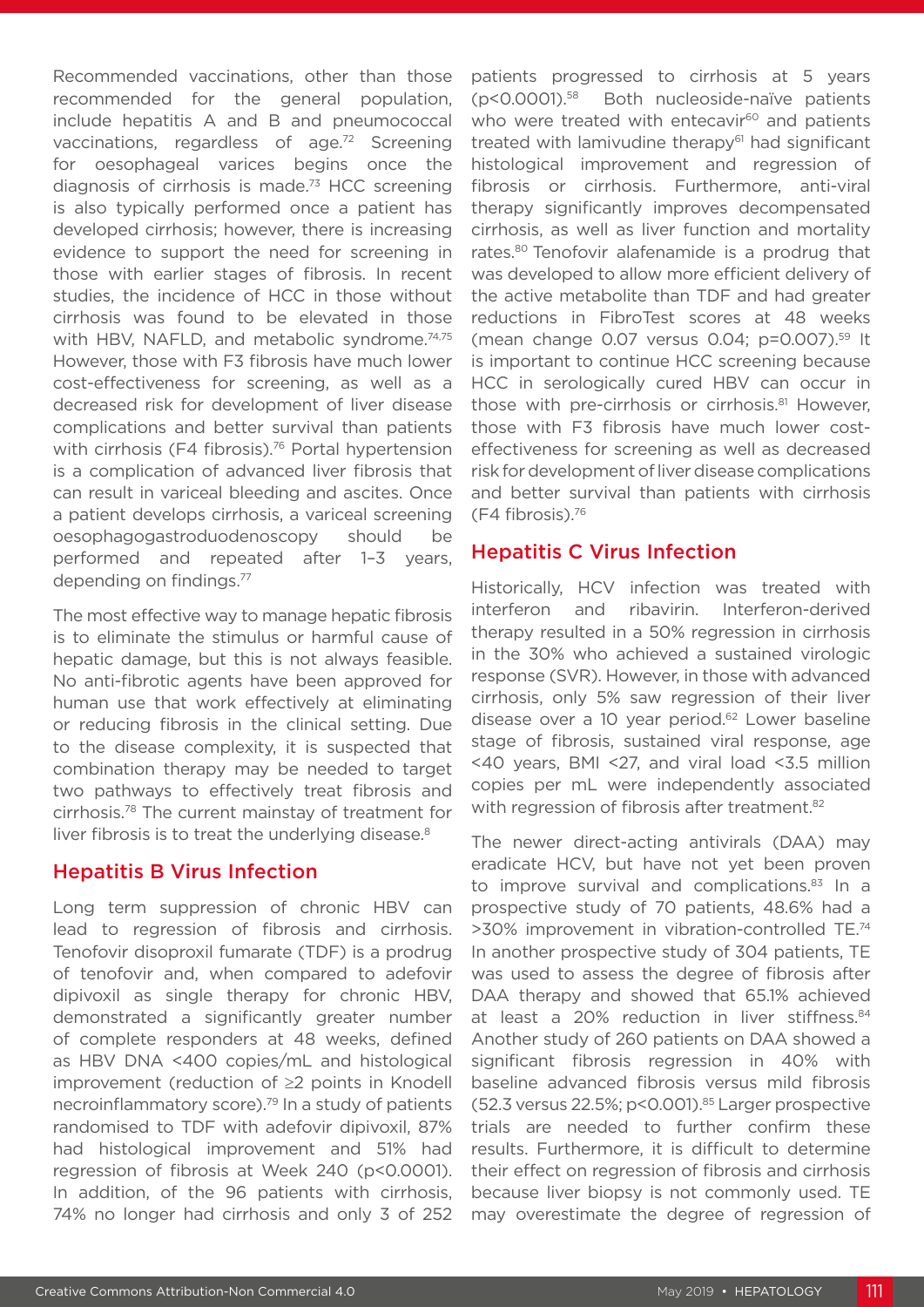Recommended vaccinations, other than those recommended for the general population, include hepatitis A and B and pneumococcal vaccinations, regardless of age.[72] Screening for oesophageal varices begins once the diagnosis of cirrhosis is made.[73] HCC screening is also typically performed once a patient has developed cirrhosis; however, there is increasing evidence to support the need for screening in those with earlier stages of fibrosis. In recent studies, the incidence of HCC in those without cirrhosis was found to be elevated in those with HBV, NAFLD, and metabolic syndrome.[74,75] However, those with F3 fibrosis have much lower cost-effectiveness for screening, as well as a decreased risk for development of liver disease complications and better survival than patients with cirrhosis (F4 fibrosis).[76] Portal hypertension is a complication of advanced liver fibrosis that can result in variceal bleeding and ascites. Once a patient develops cirrhosis, a variceal screening oesophagogastroduodenoscopy should be performed and repeated after 1–3 years, depending on findings.[77]

The most effective way to manage hepatic fibrosis is to eliminate the stimulus or harmful cause of hepatic damage, but this is not always feasible. No anti-fibrotic agents have been approved for human use that work effectively at eliminating or reducing fibrosis in the clinical setting. Due to the disease complexity, it is suspected that combination therapy may be needed to target two pathways to effectively treat fibrosis and cirrhosis.[78] The current mainstay of treatment for liver fibrosis is to treat the underlying disease.[8]

## Hepatitis B Virus Infection

Long term suppression of chronic HBV can lead to regression of fibrosis and cirrhosis. Tenofovir disoproxil fumarate (TDF) is a prodrug of tenofovir and, when compared to adefovir dipivoxil as single therapy for chronic HBV, demonstrated a significantly greater number of complete responders at 48 weeks, defined as HBV DNA <400 copies/mL and histological improvement (reduction of ≥2 points in Knodell necroinflammatory score).[79] In a study of patients randomised to TDF with adefovir dipivoxil, 87% had histological improvement and 51% had regression of fibrosis at Week 240 ($p<0.0001$). In addition, of the 96 patients with cirrhosis, 74% no longer had cirrhosis and only 3 of 252 patients progressed to cirrhosis at 5 years ($p<0.0001$).[58] Both nucleoside-naïve patients who were treated with entecavir[60] and patients treated with lamivudine therapy[61] had significant histological improvement and regression of fibrosis or cirrhosis. Furthermore, anti-viral therapy significantly improves decompensated cirrhosis, as well as liver function and mortality rates.[80] Tenofovir alafenamide is a prodrug that was developed to allow more efficient delivery of the active metabolite than TDF and had greater reductions in FibroTest scores at 48 weeks (mean change 0.07 versus 0.04; $p=0.007$).[59] It is important to continue HCC screening because HCC in serologically cured HBV can occur in those with pre-cirrhosis or cirrhosis.[81] However, those with F3 fibrosis have much lower cost-effectiveness for screening as well as decreased risk for development of liver disease complications and better survival than patients with cirrhosis (F4 fibrosis).[76]

## Hepatitis C Virus Infection

Historically, HCV infection was treated with interferon and ribavirin. Interferon-derived therapy resulted in a 50% regression in cirrhosis in the 30% who achieved a sustained virologic response (SVR). However, in those with advanced cirrhosis, only 5% saw regression of their liver disease over a 10 year period.[62] Lower baseline stage of fibrosis, sustained viral response, age <40 years, BMI <27, and viral load <3.5 million copies per mL were independently associated with regression of fibrosis after treatment.[82]

The newer direct-acting antivirals (DAA) may eradicate HCV, but have not yet been proven to improve survival and complications.[83] In a prospective study of 70 patients, 48.6% had a >30% improvement in vibration-controlled TE.[74] In another prospective study of 304 patients, TE was used to assess the degree of fibrosis after DAA therapy and showed that 65.1% achieved at least a 20% reduction in liver stiffness.[84] Another study of 260 patients on DAA showed a significant fibrosis regression in 40% with baseline advanced fibrosis versus mild fibrosis (52.3 versus 22.5%; $p<0.001$).[85] Larger prospective trials are needed to further confirm these results. Furthermore, it is difficult to determine their effect on regression of fibrosis and cirrhosis because liver biopsy is not commonly used. TE may overestimate the degree of regression of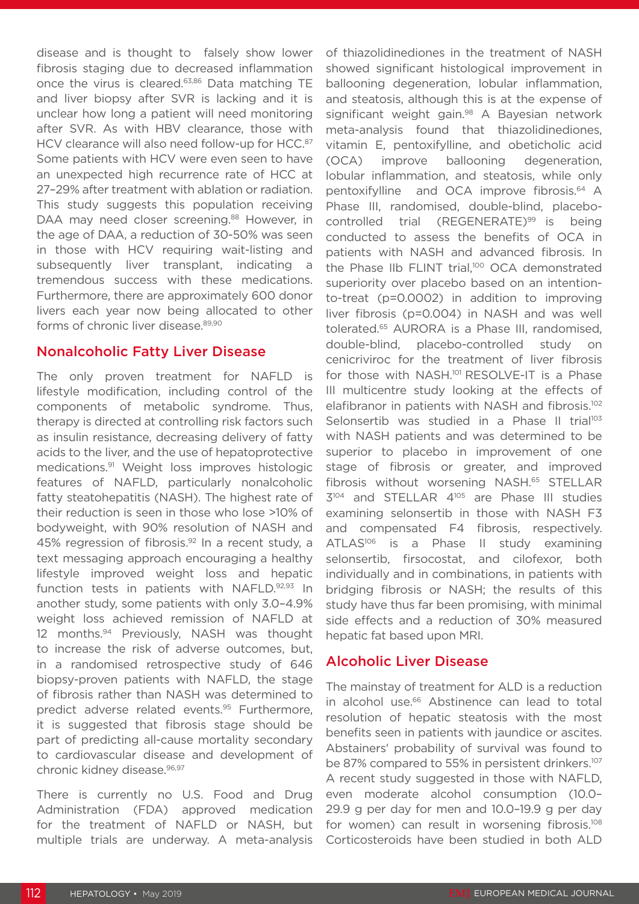disease and is thought to falsely show lower fibrosis staging due to decreased inflammation once the virus is cleared.[63,86] Data matching TE and liver biopsy after SVR is lacking and it is unclear how long a patient will need monitoring after SVR. As with HBV clearance, those with HCV clearance will also need follow-up for HCC.[87] Some patients with HCV were even seen to have an unexpected high recurrence rate of HCC at 27–29% after treatment with ablation or radiation. This study suggests this population receiving DAA may need closer screening.[88] However, in the age of DAA, a reduction of 30-50% was seen in those with HCV requiring wait-listing and subsequently liver transplant, indicating a tremendous success with these medications. Furthermore, there are approximately 600 donor livers each year now being allocated to other forms of chronic liver disease.[89,90]

## Nonalcoholic Fatty Liver Disease

The only proven treatment for NAFLD is lifestyle modification, including control of the components of metabolic syndrome. Thus, therapy is directed at controlling risk factors such as insulin resistance, decreasing delivery of fatty acids to the liver, and the use of hepatoprotective medications.[91] Weight loss improves histologic features of NAFLD, particularly nonalcoholic fatty steatohepatitis (NASH). The highest rate of their reduction is seen in those who lose >10% of bodyweight, with 90% resolution of NASH and 45% regression of fibrosis.[92] In a recent study, a text messaging approach encouraging a healthy lifestyle improved weight loss and hepatic function tests in patients with NAFLD.[92,93] In another study, some patients with only 3.0–4.9% weight loss achieved remission of NAFLD at 12 months.[94] Previously, NASH was thought to increase the risk of adverse outcomes, but, in a randomised retrospective study of 646 biopsy-proven patients with NAFLD, the stage of fibrosis rather than NASH was determined to predict adverse related events.[95] Furthermore, it is suggested that fibrosis stage should be part of predicting all-cause mortality secondary to cardiovascular disease and development of chronic kidney disease.[96,97]

There is currently no U.S. Food and Drug Administration (FDA) approved medication for the treatment of NAFLD or NASH, but multiple trials are underway. A meta-analysis of thiazolidinediones in the treatment of NASH showed significant histological improvement in ballooning degeneration, lobular inflammation, and steatosis, although this is at the expense of significant weight gain.[98] A Bayesian network meta-analysis found that thiazolidinediones, vitamin E, pentoxifylline, and obeticholic acid (OCA) improve ballooning degeneration, lobular inflammation, and steatosis, while only pentoxifylline and OCA improve fibrosis.[64] A Phase III, randomised, double-blind, placebo-controlled trial (REGENERATE)[99] is being conducted to assess the benefits of OCA in patients with NASH and advanced fibrosis. In the Phase IIb FLINT trial,[100] OCA demonstrated superiority over placebo based on an intention-to-treat ($p=0.0002$) in addition to improving liver fibrosis ($p=0.004$) in NASH and was well tolerated.[65] AURORA is a Phase III, randomised, double-blind, placebo-controlled study on cenicriviroc for the treatment of liver fibrosis for those with NASH.[101] RESOLVE-IT is a Phase III multicentre study looking at the effects of elafibranor in patients with NASH and fibrosis.[102] Selonsertib was studied in a Phase II trial[103] with NASH patients and was determined to be superior to placebo in improvement of one stage of fibrosis or greater, and improved fibrosis without worsening NASH.[65] STELLAR 3[104] and STELLAR 4[105] are Phase III studies examining selonsertib in those with NASH F3 and compensated F4 fibrosis, respectively. ATLAS[106] is a Phase II study examining selonsertib, firsocostat, and cilofexor, both individually and in combinations, in patients with bridging fibrosis or NASH; the results of this study have thus far been promising, with minimal side effects and a reduction of 30% measured hepatic fat based upon MRI.

## Alcoholic Liver Disease

The mainstay of treatment for ALD is a reduction in alcohol use.[66] Abstinence can lead to total resolution of hepatic steatosis with the most benefits seen in patients with jaundice or ascites. Abstainers' probability of survival was found to be 87% compared to 55% in persistent drinkers.[107] A recent study suggested in those with NAFLD, even moderate alcohol consumption (10.0–29.9 g per day for men and 10.0–19.9 g per day for women) can result in worsening fibrosis.[108] Corticosteroids have been studied in both ALD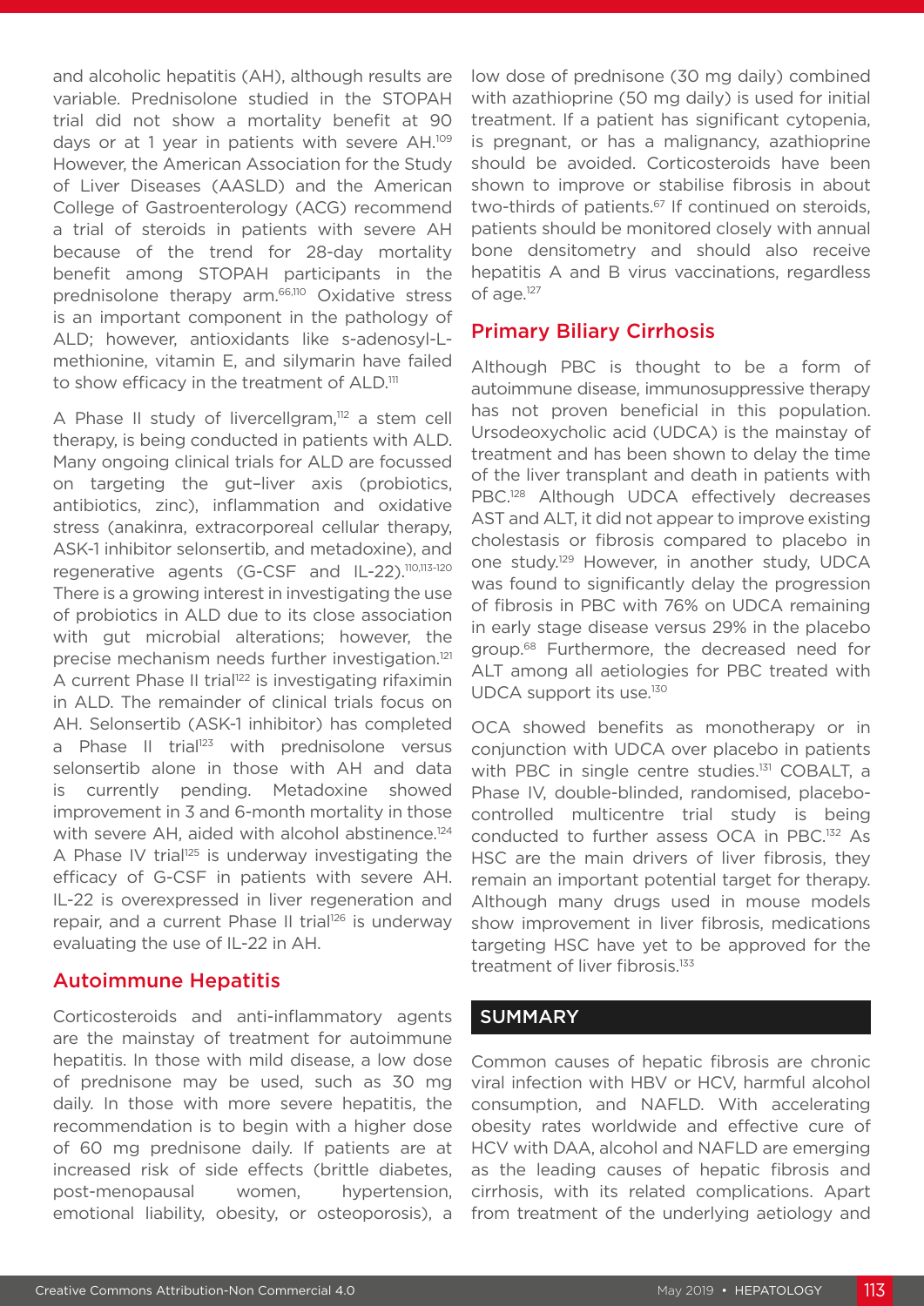and alcoholic hepatitis (AH), although results are variable. Prednisolone studied in the STOPAH trial did not show a mortality benefit at 90 days or at 1 year in patients with severe AH.[109] However, the American Association for the Study of Liver Diseases (AASLD) and the American College of Gastroenterology (ACG) recommend a trial of steroids in patients with severe AH because of the trend for 28-day mortality benefit among STOPAH participants in the prednisolone therapy arm.[66,110] Oxidative stress is an important component in the pathology of ALD; however, antioxidants like s-adenosyl-L-methionine, vitamin E, and silymarin have failed to show efficacy in the treatment of ALD.[111]

A Phase II study of livercellgram,[112] a stem cell therapy, is being conducted in patients with ALD. Many ongoing clinical trials for ALD are focussed on targeting the gut–liver axis (probiotics, antibiotics, zinc), inflammation and oxidative stress (anakinra, extracorporeal cellular therapy, ASK-1 inhibitor selonsertib, and metadoxine), and regenerative agents (G-CSF and IL-22).[110,113-120] There is a growing interest in investigating the use of probiotics in ALD due to its close association with gut microbial alterations; however, the precise mechanism needs further investigation.[121] A current Phase II trial[122] is investigating rifaximin in ALD. The remainder of clinical trials focus on AH. Selonsertib (ASK-1 inhibitor) has completed a Phase II trial[123] with prednisolone versus selonsertib alone in those with AH and data is currently pending. Metadoxine showed improvement in 3 and 6-month mortality in those with severe AH, aided with alcohol abstinence.[124] A Phase IV trial[125] is underway investigating the efficacy of G-CSF in patients with severe AH. IL-22 is overexpressed in liver regeneration and repair, and a current Phase II trial[126] is underway evaluating the use of IL-22 in AH.

## Autoimmune Hepatitis

Corticosteroids and anti-inflammatory agents are the mainstay of treatment for autoimmune hepatitis. In those with mild disease, a low dose of prednisone may be used, such as 30 mg daily. In those with more severe hepatitis, the recommendation is to begin with a higher dose of 60 mg prednisone daily. If patients are at increased risk of side effects (brittle diabetes, post-menopausal women, hypertension, emotional liability, obesity, or osteoporosis), a low dose of prednisone (30 mg daily) combined with azathioprine (50 mg daily) is used for initial treatment. If a patient has significant cytopenia, is pregnant, or has a malignancy, azathioprine should be avoided. Corticosteroids have been shown to improve or stabilise fibrosis in about two-thirds of patients.[67] If continued on steroids, patients should be monitored closely with annual bone densitometry and should also receive hepatitis A and B virus vaccinations, regardless of age.[127]

## Primary Biliary Cirrhosis

Although PBC is thought to be a form of autoimmune disease, immunosuppressive therapy has not proven beneficial in this population. Ursodeoxycholic acid (UDCA) is the mainstay of treatment and has been shown to delay the time of the liver transplant and death in patients with PBC.[128] Although UDCA effectively decreases AST and ALT, it did not appear to improve existing cholestasis or fibrosis compared to placebo in one study.[129] However, in another study, UDCA was found to significantly delay the progression of fibrosis in PBC with 76% on UDCA remaining in early stage disease versus 29% in the placebo group.[68] Furthermore, the decreased need for ALT among all aetiologies for PBC treated with UDCA support its use.[130]

OCA showed benefits as monotherapy or in conjunction with UDCA over placebo in patients with PBC in single centre studies.[131] COBALT, a Phase IV, double-blinded, randomised, placebo-controlled multicentre trial study is being conducted to further assess OCA in PBC.[132] As HSC are the main drivers of liver fibrosis, they remain an important potential target for therapy. Although many drugs used in mouse models show improvement in liver fibrosis, medications targeting HSC have yet to be approved for the treatment of liver fibrosis.[133]

## SUMMARY

Common causes of hepatic fibrosis are chronic viral infection with HBV or HCV, harmful alcohol consumption, and NAFLD. With accelerating obesity rates worldwide and effective cure of HCV with DAA, alcohol and NAFLD are emerging as the leading causes of hepatic fibrosis and cirrhosis, with its related complications. Apart from treatment of the underlying aetiology and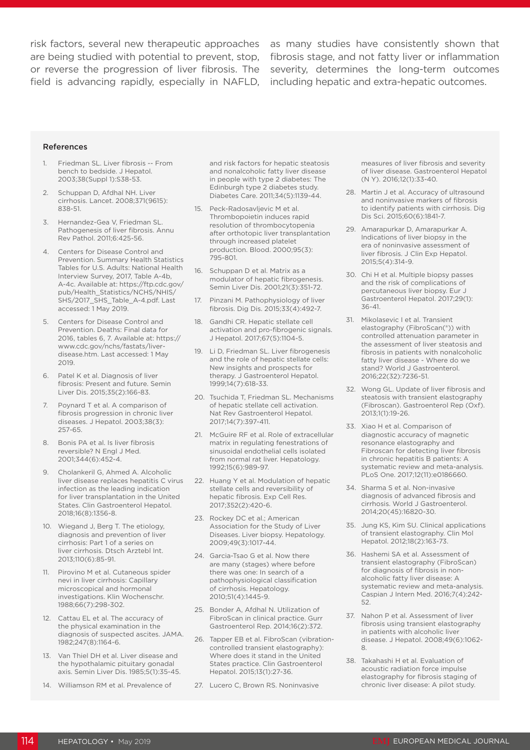risk factors, several new therapeutic approaches are being studied with potential to prevent, stop, or reverse the progression of liver fibrosis. The field is advancing rapidly, especially in NAFLD, as many studies have consistently shown that fibrosis stage, and not fatty liver or inflammation severity, determines the long-term outcomes including hepatic and extra-hepatic outcomes.

#### References

1. Friedman SL. Liver fibrosis -- From bench to bedside. J Hepatol. 2003;38(Suppl 1):S38-53.
2. Schuppan D, Afdhal NH. Liver cirrhosis. Lancet. 2008;371(9615):838-51.
3. Hernandez-Gea V, Friedman SL. Pathogenesis of liver fibrosis. Annu Rev Pathol. 2011;6:425-56.
4. Centers for Disease Control and Prevention. Summary Health Statistics Tables for U.S. Adults: National Health Interview Survey, 2017, Table A-4b, A-4c. Available at: https://ftp.cdc.gov/pub/Health_Statistics/NCHS/NHIS/SHS/2017_SHS_Table_A-4.pdf. Last accessed: 1 May 2019.
5. Centers for Disease Control and Prevention. Deaths: Final data for 2016, tables 6, 7. Available at: https://www.cdc.gov/nchs/fastats/liver-disease.htm. Last accessed: 1 May 2019.
6. Patel K et al. Diagnosis of liver fibrosis: Present and future. Semin Liver Dis. 2015;35(2):166-83.
7. Poynard T et al. A comparison of fibrosis progression in chronic liver diseases. J Hepatol. 2003;38(3):257-65.
8. Bonis PA et al. Is liver fibrosis reversible? N Engl J Med. 2001;344(6):452-4.
9. Cholankeril G, Ahmed A. Alcoholic liver disease replaces hepatitis C virus infection as the leading indication for liver transplantation in the United States. Clin Gastroenterol Hepatol. 2018;16(8):1356-8.
10. Wiegand J, Berg T. The etiology, diagnosis and prevention of liver cirrhosis: Part 1 of a series on liver cirrhosis. Dtsch Arztebl Int. 2013;110(6):85-91.
11. Pirovino M et al. Cutaneous spider nevi in liver cirrhosis: Capillary microscopical and hormonal investigations. Klin Wochenschr. 1988;66(7):298-302.
12. Cattau EL et al. The accuracy of the physical examination in the diagnosis of suspected ascites. JAMA. 1982;247(8):1164-6.
13. Van Thiel DH et al. Liver disease and the hypothalamic pituitary gonadal axis. Semin Liver Dis. 1985;5(1):35-45.
14. Williamson RM et al. Prevalence of and risk factors for hepatic steatosis and nonalcoholic fatty liver disease in people with type 2 diabetes: The Edinburgh type 2 diabetes study. Diabetes Care. 2011;34(5):1139-44.
15. Peck-Radosavljevic M et al. Thrombopoietin induces rapid resolution of thrombocytopenia after orthotopic liver transplantation through increased platelet production. Blood. 2000;95(3):795-801.
16. Schuppan D et al. Matrix as a modulator of hepatic fibrogenesis. Semin Liver Dis. 2001;21(3):351-72.
17. Pinzani M. Pathophysiology of liver fibrosis. Dig Dis. 2015;33(4):492-7.
18. Gandhi CR. Hepatic stellate cell activation and pro-fibrogenic signals. J Hepatol. 2017;67(5):1104-5.
19. Li D, Friedman SL. Liver fibrogenesis and the role of hepatic stellate cells: New insights and prospects for therapy. J Gastroenterol Hepatol. 1999;14(7):618-33.
20. Tsuchida T, Friedman SL. Mechanisms of hepatic stellate cell activation. Nat Rev Gastroenterol Hepatol. 2017;14(7):397-411.
21. McGuire RF et al. Role of extracellular matrix in regulating fenestrations of sinusoidal endothelial cells isolated from normal rat liver. Hepatology. 1992;15(6):989-97.
22. Huang Y et al. Modulation of hepatic stellate cells and reversibility of hepatic fibrosis. Exp Cell Res. 2017;352(2):420-6.
23. Rockey DC et al.; American Association for the Study of Liver Diseases. Liver biopsy. Hepatology. 2009;49(3):1017-44.
24. Garcia-Tsao G et al. Now there are many (stages) where before there was one: In search of a pathophysiological classification of cirrhosis. Hepatology. 2010;51(4):1445-9.
25. Bonder A, Afdhal N. Utilization of FibroScan in clinical practice. Curr Gastroenterol Rep. 2014;16(2):372.
26. Tapper EB et al. FibroScan (vibration-controlled transient elastography): Where does it stand in the United States practice. Clin Gastroenterol Hepatol. 2015;13(1):27-36.
27. Lucero C, Brown RS. Noninvasive measures of liver fibrosis and severity of liver disease. Gastroenterol Hepatol (N Y). 2016;12(1):33-40.
28. Martin J et al. Accuracy of ultrasound and noninvasive markers of fibrosis to identify patients with cirrhosis. Dig Dis Sci. 2015;60(6):1841-7.
29. Amarapurkar D, Amarapurkar A. Indications of liver biopsy in the era of noninvasive assessment of liver fibrosis. J Clin Exp Hepatol. 2015;5(4):314-9.
30. Chi H et al. Multiple biopsy passes and the risk of complications of percutaneous liver biopsy. Eur J Gastroenterol Hepatol. 2017;29(1):36-41.
31. Mikolasevic I et al. Transient elastography (FibroScan(®)) with controlled attenuation parameter in the assessment of liver steatosis and fibrosis in patients with nonalcoholic fatty liver disease - Where do we stand? World J Gastroenterol. 2016;22(32):7236-51.
32. Wong GL. Update of liver fibrosis and steatosis with transient elastography (Fibroscan). Gastroenterol Rep (Oxf). 2013;1(1):19-26.
33. Xiao H et al. Comparison of diagnostic accuracy of magnetic resonance elastography and Fibroscan for detecting liver fibrosis in chronic hepatitis B patients: A systematic review and meta-analysis. PLoS One. 2017;12(11):e0186660.
34. Sharma S et al. Non-invasive diagnosis of advanced fibrosis and cirrhosis. World J Gastroenterol. 2014;20(45):16820-30.
35. Jung KS, Kim SU. Clinical applications of transient elastography. Clin Mol Hepatol. 2012;18(2):163-73.
36. Hashemi SA et al. Assessment of transient elastography (FibroScan) for diagnosis of fibrosis in non-alcoholic fatty liver disease: A systematic review and meta-analysis. Caspian J Intern Med. 2016;7(4):242-52.
37. Nahon P et al. Assessment of liver fibrosis using transient elastography in patients with alcoholic liver disease. J Hepatol. 2008;49(6):1062-8.
38. Takahashi H et al. Evaluation of acoustic radiation force impulse elastography for fibrosis staging of chronic liver disease: A pilot study.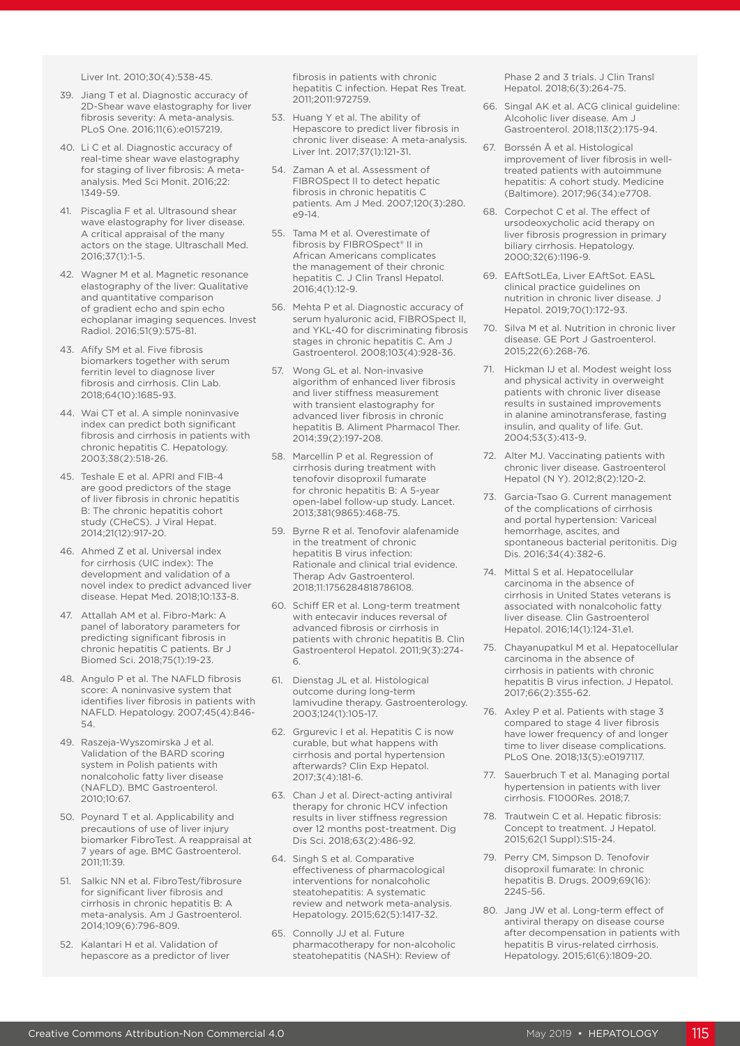Liver Int. 2010;30(4):538-45.

39. Jiang T et al. Diagnostic accuracy of 2D-Shear wave elastography for liver fibrosis severity: A meta-analysis. PLoS One. 2016;11(6):e0157219.
40. Li C et al. Diagnostic accuracy of real-time shear wave elastography for staging of liver fibrosis: A meta-analysis. Med Sci Monit. 2016;22: 1349-59.
41. Piscaglia F et al. Ultrasound shear wave elastography for liver disease. A critical appraisal of the many actors on the stage. Ultraschall Med. 2016;37(1):1-5.
42. Wagner M et al. Magnetic resonance elastography of the liver: Qualitative and quantitative comparison of gradient echo and spin echo echoplanar imaging sequences. Invest Radiol. 2016;51(9):575-81.
43. Afify SM et al. Five fibrosis biomarkers together with serum ferritin level to diagnose liver fibrosis and cirrhosis. Clin Lab. 2018;64(10):1685-93.
44. Wai CT et al. A simple noninvasive index can predict both significant fibrosis and cirrhosis in patients with chronic hepatitis C. Hepatology. 2003;38(2):518-26.
45. Teshale E et al. APRI and FIB-4 are good predictors of the stage of liver fibrosis in chronic hepatitis B: The chronic hepatitis cohort study (CHeCS). J Viral Hepat. 2014;21(12):917-20.
46. Ahmed Z et al. Universal index for cirrhosis (UIC index): The development and validation of a novel index to predict advanced liver disease. Hepat Med. 2018;10:133-8.
47. Attallah AM et al. Fibro-Mark: A panel of laboratory parameters for predicting significant fibrosis in chronic hepatitis C patients. Br J Biomed Sci. 2018;75(1):19-23.
48. Angulo P et al. The NAFLD fibrosis score: A noninvasive system that identifies liver fibrosis in patients with NAFLD. Hepatology. 2007;45(4):846-54.
49. Raszeja-Wyszomirska J et al. Validation of the BARD scoring system in Polish patients with nonalcoholic fatty liver disease (NAFLD). BMC Gastroenterol. 2010;10:67.
50. Poynard T et al. Applicability and precautions of use of liver injury biomarker FibroTest. A reappraisal at 7 years of age. BMC Gastroenterol. 2011;11:39.
51. Salkic NN et al. FibroTest/fibrosure for significant liver fibrosis and cirrhosis in chronic hepatitis B: A meta-analysis. Am J Gastroenterol. 2014;109(6):796-809.
52. Kalantari H et al. Validation of hepascore as a predictor of liver fibrosis in patients with chronic hepatitis C infection. Hepat Res Treat. 2011;2011:972759.
53. Huang Y et al. The ability of Hepascore to predict liver fibrosis in chronic liver disease: A meta-analysis. Liver Int. 2017;37(1):121-31.
54. Zaman A et al. Assessment of FIBROSpect II to detect hepatic fibrosis in chronic hepatitis C patients. Am J Med. 2007;120(3):280. e9-14.
55. Tama M et al. Overestimate of fibrosis by FIBROSpect® II in African Americans complicates the management of their chronic hepatitis C. J Clin Transl Hepatol. 2016;4(1):12-9.
56. Mehta P et al. Diagnostic accuracy of serum hyaluronic acid, FIBROSpect II, and YKL-40 for discriminating fibrosis stages in chronic hepatitis C. Am J Gastroenterol. 2008;103(4):928-36.
57. Wong GL et al. Non-invasive algorithm of enhanced liver fibrosis and liver stiffness measurement with transient elastography for advanced liver fibrosis in chronic hepatitis B. Aliment Pharmacol Ther. 2014;39(2):197-208.
58. Marcellin P et al. Regression of cirrhosis during treatment with tenofovir disoproxil fumarate for chronic hepatitis B: A 5-year open-label follow-up study. Lancet. 2013;381(9865):468-75.
59. Byrne R et al. Tenofovir alafenamide in the treatment of chronic hepatitis B virus infection: Rationale and clinical trial evidence. Therap Adv Gastroenterol. 2018;11:1756284818786108.
60. Schiff ER et al. Long-term treatment with entecavir induces reversal of advanced fibrosis or cirrhosis in patients with chronic hepatitis B. Clin Gastroenterol Hepatol. 2011;9(3):274-6.
61. Dienstag JL et al. Histological outcome during long-term lamivudine therapy. Gastroenterology. 2003;124(1):105-17.
62. Grgurevic I et al. Hepatitis C is now curable, but what happens with cirrhosis and portal hypertension afterwards? Clin Exp Hepatol. 2017;3(4):181-6.
63. Chan J et al. Direct-acting antiviral therapy for chronic HCV infection results in liver stiffness regression over 12 months post-treatment. Dig Dis Sci. 2018;63(2):486-92.
64. Singh S et al. Comparative effectiveness of pharmacological interventions for nonalcoholic steatohepatitis: A systematic review and network meta-analysis. Hepatology. 2015;62(5):1417-32.
65. Connolly JJ et al. Future pharmacotherapy for non-alcoholic steatohepatitis (NASH): Review of Phase 2 and 3 trials. J Clin Transl Hepatol. 2018;6(3):264-75.
66. Singal AK et al. ACG clinical guideline: Alcoholic liver disease. Am J Gastroenterol. 2018;113(2):175-94.
67. Borssén Å et al. Histological improvement of liver fibrosis in well-treated patients with autoimmune hepatitis: A cohort study. Medicine (Baltimore). 2017;96(34):e7708.
68. Corpechot C et al. The effect of ursodeoxycholic acid therapy on liver fibrosis progression in primary biliary cirrhosis. Hepatology. 2000;32(6):1196-9.
69. EAftSotLEa, Liver EAftSot. EASL clinical practice guidelines on nutrition in chronic liver disease. J Hepatol. 2019;70(1):172-93.
70. Silva M et al. Nutrition in chronic liver disease. GE Port J Gastroenterol. 2015;22(6):268-76.
71. Hickman IJ et al. Modest weight loss and physical activity in overweight patients with chronic liver disease results in sustained improvements in alanine aminotransferase, fasting insulin, and quality of life. Gut. 2004;53(3):413-9.
72. Alter MJ. Vaccinating patients with chronic liver disease. Gastroenterol Hepatol (N Y). 2012;8(2):120-2.
73. Garcia-Tsao G. Current management of the complications of cirrhosis and portal hypertension: Variceal hemorrhage, ascites, and spontaneous bacterial peritonitis. Dig Dis. 2016;34(4):382-6.
74. Mittal S et al. Hepatocellular carcinoma in the absence of cirrhosis in United States veterans is associated with nonalcoholic fatty liver disease. Clin Gastroenterol Hepatol. 2016;14(1):124-31.e1.
75. Chayanupatkul M et al. Hepatocellular carcinoma in the absence of cirrhosis in patients with chronic hepatitis B virus infection. J Hepatol. 2017;66(2):355-62.
76. Axley P et al. Patients with stage 3 compared to stage 4 liver fibrosis have lower frequency of and longer time to liver disease complications. PLoS One. 2018;13(5):e0197117.
77. Sauerbruch T et al. Managing portal hypertension in patients with liver cirrhosis. F1000Res. 2018;7.
78. Trautwein C et al. Hepatic fibrosis: Concept to treatment. J Hepatol. 2015;62(1 Suppl):S15-24.
79. Perry CM, Simpson D. Tenofovir disoproxil fumarate: In chronic hepatitis B. Drugs. 2009;69(16): 2245-56.
80. Jang JW et al. Long-term effect of antiviral therapy on disease course after decompensation in patients with hepatitis B virus-related cirrhosis. Hepatology. 2015;61(6):1809-20.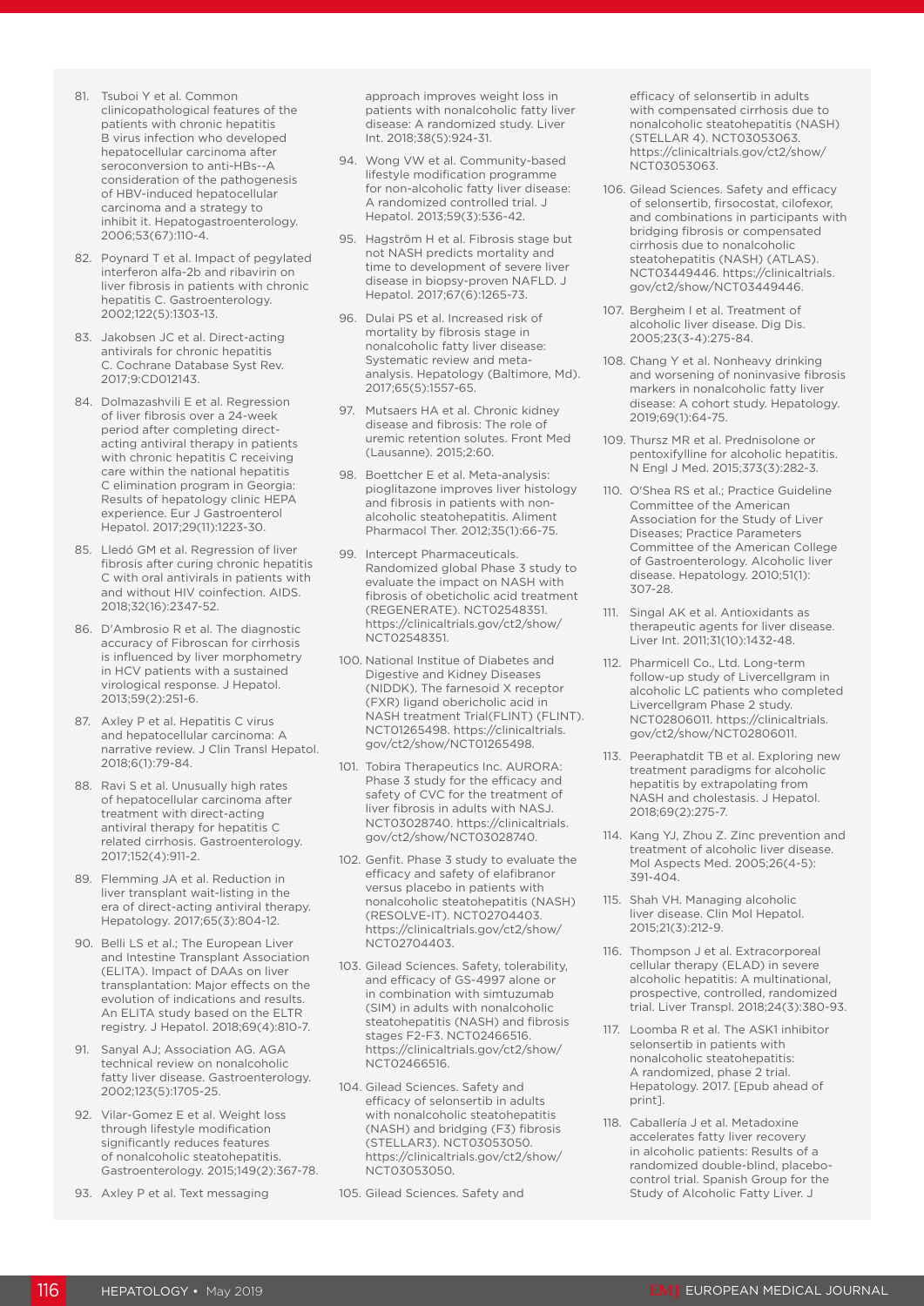81. Tsuboi Y et al. Common clinicopathological features of the patients with chronic hepatitis B virus infection who developed hepatocellular carcinoma after seroconversion to anti-HBs--A consideration of the pathogenesis of HBV-induced hepatocellular carcinoma and a strategy to inhibit it. Hepatogastroenterology. 2006;53(67):110-4.
82. Poynard T et al. Impact of pegylated interferon alfa-2b and ribavirin on liver fibrosis in patients with chronic hepatitis C. Gastroenterology. 2002;122(5):1303-13.
83. Jakobsen JC et al. Direct-acting antivirals for chronic hepatitis C. Cochrane Database Syst Rev. 2017;9:CD012143.
84. Dolmazashvili E et al. Regression of liver fibrosis over a 24-week period after completing direct-acting antiviral therapy in patients with chronic hepatitis C receiving care within the national hepatitis C elimination program in Georgia: Results of hepatology clinic HEPA experience. Eur J Gastroenterol Hepatol. 2017;29(11):1223-30.
85. Lledó GM et al. Regression of liver fibrosis after curing chronic hepatitis C with oral antivirals in patients with and without HIV coinfection. AIDS. 2018;32(16):2347-52.
86. D'Ambrosio R et al. The diagnostic accuracy of Fibroscan for cirrhosis is influenced by liver morphometry in HCV patients with a sustained virological response. J Hepatol. 2013;59(2):251-6.
87. Axley P et al. Hepatitis C virus and hepatocellular carcinoma: A narrative review. J Clin Transl Hepatol. 2018;6(1):79-84.
88. Ravi S et al. Unusually high rates of hepatocellular carcinoma after treatment with direct-acting antiviral therapy for hepatitis C related cirrhosis. Gastroenterology. 2017;152(4):911-2.
89. Flemming JA et al. Reduction in liver transplant wait-listing in the era of direct-acting antiviral therapy. Hepatology. 2017;65(3):804-12.
90. Belli LS et al.; The European Liver and Intestine Transplant Association (ELITA). Impact of DAAs on liver transplantation: Major effects on the evolution of indications and results. An ELITA study based on the ELTR registry. J Hepatol. 2018;69(4):810-7.
91. Sanyal AJ; Association AG. AGA technical review on nonalcoholic fatty liver disease. Gastroenterology. 2002;123(5):1705-25.
92. Vilar-Gomez E et al. Weight loss through lifestyle modification significantly reduces features of nonalcoholic steatohepatitis. Gastroenterology. 2015;149(2):367-78.
93. Axley P et al. Text messaging approach improves weight loss in patients with nonalcoholic fatty liver disease: A randomized study. Liver Int. 2018;38(5):924-31.
94. Wong VW et al. Community-based lifestyle modification programme for non-alcoholic fatty liver disease: A randomized controlled trial. J Hepatol. 2013;59(3):536-42.
95. Hagström H et al. Fibrosis stage but not NASH predicts mortality and time to development of severe liver disease in biopsy-proven NAFLD. J Hepatol. 2017;67(6):1265-73.
96. Dulai PS et al. Increased risk of mortality by fibrosis stage in nonalcoholic fatty liver disease: Systematic review and meta-analysis. Hepatology (Baltimore, Md). 2017;65(5):1557-65.
97. Mutsaers HA et al. Chronic kidney disease and fibrosis: The role of uremic retention solutes. Front Med (Lausanne). 2015;2:60.
98. Boettcher E et al. Meta-analysis: pioglitazone improves liver histology and fibrosis in patients with non-alcoholic steatohepatitis. Aliment Pharmacol Ther. 2012;35(1):66-75.
99. Intercept Pharmaceuticals. Randomized global Phase 3 study to evaluate the impact on NASH with fibrosis of obeticholic acid treatment (REGENERATE). NCT02548351. https://clinicaltrials.gov/ct2/show/NCT02548351.
100. National Institue of Diabetes and Digestive and Kidney Diseases (NIDDK). The farnesoid X receptor (FXR) ligand obericholic acid in NASH treatment Trial(FLINT) (FLINT). NCT01265498. https://clinicaltrials.gov/ct2/show/NCT01265498.
101. Tobira Therapeutics Inc. AURORA: Phase 3 study for the efficacy and safety of CVC for the treatment of liver fibrosis in adults with NASJ. NCT03028740. https://clinicaltrials.gov/ct2/show/NCT03028740.
102. Genfit. Phase 3 study to evaluate the efficacy and safety of elafibranor versus placebo in patients with nonalcoholic steatohepatitis (NASH) (RESOLVE-IT). NCT02704403. https://clinicaltrials.gov/ct2/show/NCT02704403.
103. Gilead Sciences. Safety, tolerability, and efficacy of GS-4997 alone or in combination with simtuzumab (SIM) in adults with nonalcoholic steatohepatitis (NASH) and fibrosis stages F2-F3. NCT02466516. https://clinicaltrials.gov/ct2/show/NCT02466516.
104. Gilead Sciences. Safety and efficacy of selonsertib in adults with nonalcoholic steatohepatitis (NASH) and bridging (F3) fibrosis (STELLAR3). NCT03053050. https://clinicaltrials.gov/ct2/show/NCT03053050.
105. Gilead Sciences. Safety and efficacy of selonsertib in adults with compensated cirrhosis due to nonalcoholic steatohepatitis (NASH) (STELLAR 4). NCT03053063. https://clinicaltrials.gov/ct2/show/NCT03053063.
106. Gilead Sciences. Safety and efficacy of selonsertib, firsocostat, cilofexor, and combinations in participants with bridging fibrosis or compensated cirrhosis due to nonalcoholic steatohepatitis (NASH) (ATLAS). NCT03449446. https://clinicaltrials.gov/ct2/show/NCT03449446.
107. Bergheim I et al. Treatment of alcoholic liver disease. Dig Dis. 2005;23(3-4):275-84.
108. Chang Y et al. Nonheavy drinking and worsening of noninvasive fibrosis markers in nonalcoholic fatty liver disease: A cohort study. Hepatology. 2019;69(1):64-75.
109. Thursz MR et al. Prednisolone or pentoxifylline for alcoholic hepatitis. N Engl J Med. 2015;373(3):282-3.
110. O'Shea RS et al.; Practice Guideline Committee of the American Association for the Study of Liver Diseases; Practice Parameters Committee of the American College of Gastroenterology. Alcoholic liver disease. Hepatology. 2010;51(1): 307-28.
111. Singal AK et al. Antioxidants as therapeutic agents for liver disease. Liver Int. 2011;31(10):1432-48.
112. Pharmicell Co., Ltd. Long-term follow-up study of Livercellgram in alcoholic LC patients who completed Livercellgram Phase 2 study. NCT02806011. https://clinicaltrials.gov/ct2/show/NCT02806011.
113. Peeraphatdit TB et al. Exploring new treatment paradigms for alcoholic hepatitis by extrapolating from NASH and cholestasis. J Hepatol. 2018;69(2):275-7.
114. Kang YJ, Zhou Z. Zinc prevention and treatment of alcoholic liver disease. Mol Aspects Med. 2005;26(4-5): 391-404.
115. Shah VH. Managing alcoholic liver disease. Clin Mol Hepatol. 2015;21(3):212-9.
116. Thompson J et al. Extracorporeal cellular therapy (ELAD) in severe alcoholic hepatitis: A multinational, prospective, controlled, randomized trial. Liver Transpl. 2018;24(3):380-93.
117. Loomba R et al. The ASK1 inhibitor selonsertib in patients with nonalcoholic steatohepatitis: A randomized, phase 2 trial. Hepatology. 2017. [Epub ahead of print].
118. Caballería J et al. Metadoxine accelerates fatty liver recovery in alcoholic patients: Results of a randomized double-blind, placebo-control trial. Spanish Group for the Study of Alcoholic Fatty Liver. J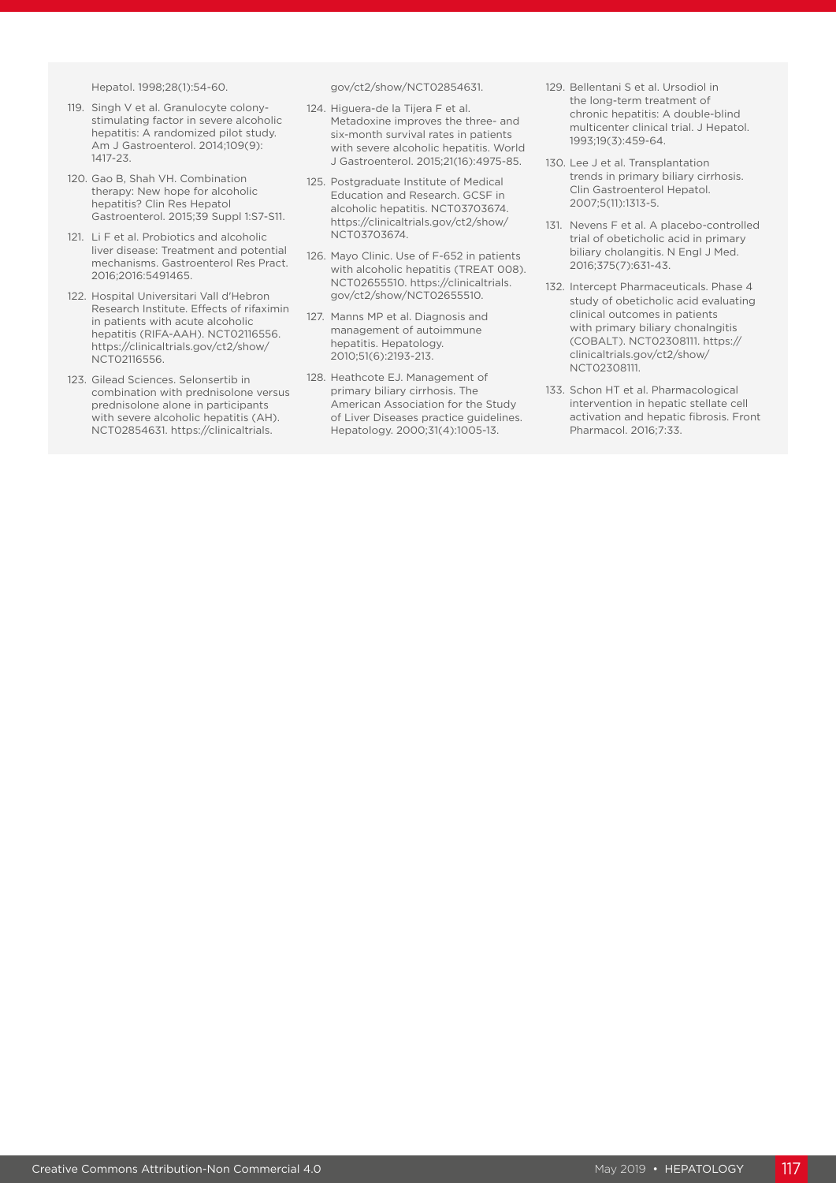Hepatol. 1998;28(1):54-60.

119. Singh V et al. Granulocyte colony-stimulating factor in severe alcoholic hepatitis: A randomized pilot study. Am J Gastroenterol. 2014;109(9): 1417-23.

120. Gao B, Shah VH. Combination therapy: New hope for alcoholic hepatitis? Clin Res Hepatol Gastroenterol. 2015;39 Suppl 1:S7-S11.

121. Li F et al. Probiotics and alcoholic liver disease: Treatment and potential mechanisms. Gastroenterol Res Pract. 2016;2016:5491465.

122. Hospital Universitari Vall d'Hebron Research Institute. Effects of rifaximin in patients with acute alcoholic hepatitis (RIFA-AAH). NCT02116556. https://clinicaltrials.gov/ct2/show/NCT02116556.

123. Gilead Sciences. Selonsertib in combination with prednisolone versus prednisolone alone in participants with severe alcoholic hepatitis (AH). NCT02854631. https://clinicaltrials.gov/ct2/show/NCT02854631.

124. Higuera-de la Tijera F et al. Metadoxine improves the three- and six-month survival rates in patients with severe alcoholic hepatitis. World J Gastroenterol. 2015;21(16):4975-85.

125. Postgraduate Institute of Medical Education and Research. GCSF in alcoholic hepatitis. NCT03703674. https://clinicaltrials.gov/ct2/show/NCT03703674.

126. Mayo Clinic. Use of F-652 in patients with alcoholic hepatitis (TREAT 008). NCT02655510. https://clinicaltrials.gov/ct2/show/NCT02655510.

127. Manns MP et al. Diagnosis and management of autoimmune hepatitis. Hepatology. 2010;51(6):2193-213.

128. Heathcote EJ. Management of primary biliary cirrhosis. The American Association for the Study of Liver Diseases practice guidelines. Hepatology. 2000;31(4):1005-13.

129. Bellentani S et al. Ursodiol in the long-term treatment of chronic hepatitis: A double-blind multicenter clinical trial. J Hepatol. 1993;19(3):459-64.

130. Lee J et al. Transplantation trends in primary biliary cirrhosis. Clin Gastroenterol Hepatol. 2007;5(11):1313-5.

131. Nevens F et al. A placebo-controlled trial of obeticholic acid in primary biliary cholangitis. N Engl J Med. 2016;375(7):631-43.

132. Intercept Pharmaceuticals. Phase 4 study of obeticholic acid evaluating clinical outcomes in patients with primary biliary chonalngitis (COBALT). NCT02308111. https://clinicaltrials.gov/ct2/show/NCT02308111.

133. Schon HT et al. Pharmacological intervention in hepatic stellate cell activation and hepatic fibrosis. Front Pharmacol. 2016;7:33.